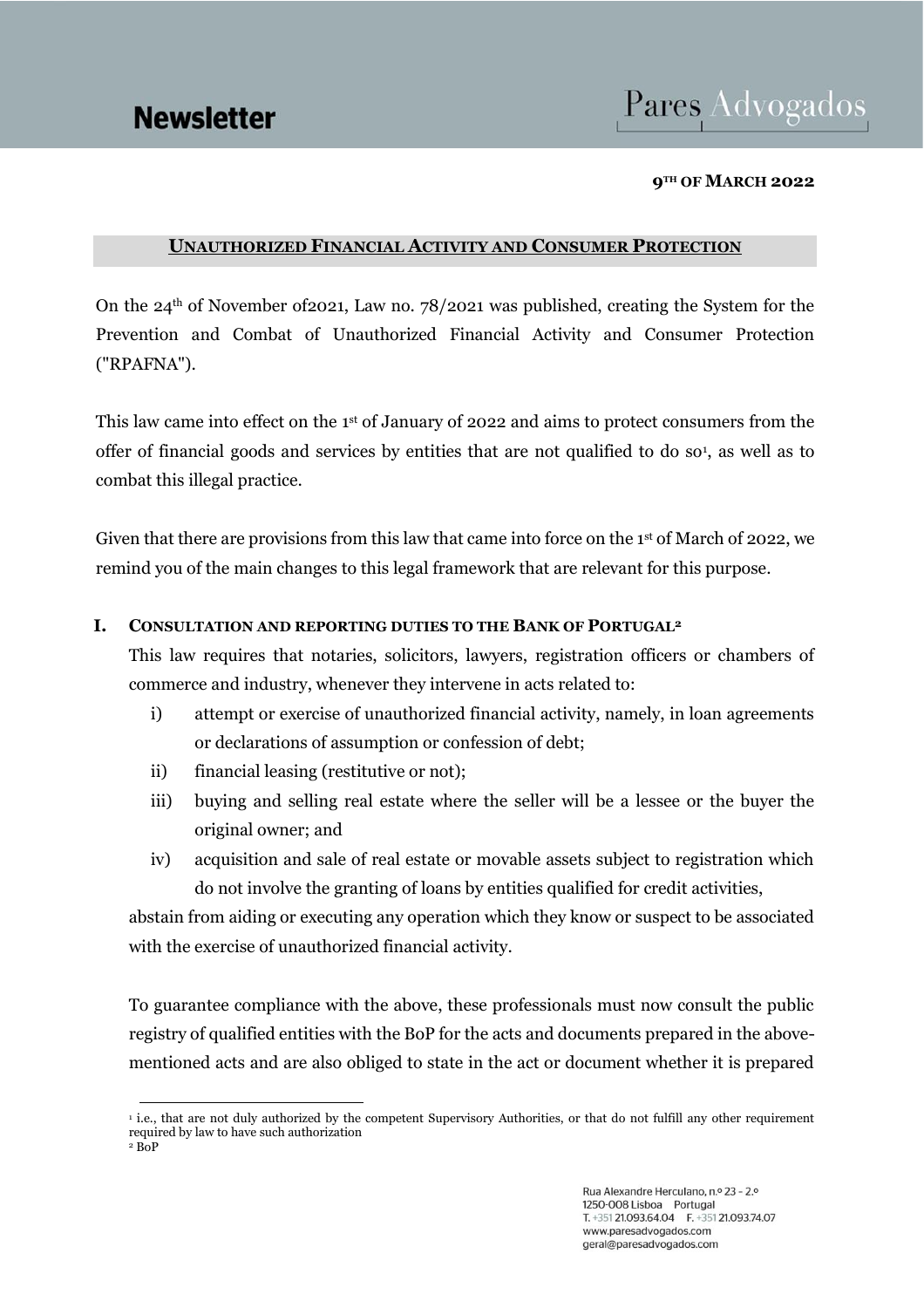Newsletter

Pares Advogados

**9TH OF MARCH 2022**

## UNAUTHORIZED FINANCIAL ACTIVITY AND CONSUMER PROTECTION

On the 24th of November of2021, Law no. 78/2021 was published, creating the System for the Prevention and Combat of Unauthorized Financial Activity and Consumer Protection ("RPAFNA").

This law came into effect on the 1st of January of 2022 and aims to protect consumers from the offer of financial goods and services by entities that are not qualified to do so[1], as well as to combat this illegal practice.

Given that there are provisions from this law that came into force on the 1st of March of 2022, we remind you of the main changes to this legal framework that are relevant for this purpose.

### I. CONSULTATION AND REPORTING DUTIES TO THE BANK OF PORTUGAL[2]

This law requires that notaries, solicitors, lawyers, registration officers or chambers of commerce and industry, whenever they intervene in acts related to:

i) attempt or exercise of unauthorized financial activity, namely, in loan agreements or declarations of assumption or confession of debt;

ii) financial leasing (restitutive or not);

iii) buying and selling real estate where the seller will be a lessee or the buyer the original owner; and

iv) acquisition and sale of real estate or movable assets subject to registration which do not involve the granting of loans by entities qualified for credit activities,

abstain from aiding or executing any operation which they know or suspect to be associated with the exercise of unauthorized financial activity.

To guarantee compliance with the above, these professionals must now consult the public registry of qualified entities with the BoP for the acts and documents prepared in the above-mentioned acts and are also obliged to state in the act or document whether it is prepared

[1] i.e., that are not duly authorized by the competent Supervisory Authorities, or that do not fulfill any other requirement required by law to have such authorization

[2] BoP

Rua Alexandre Herculano, n.º 23 - 2.º
1250-008 Lisboa Portugal
T. +351 21.093.64.04 F. +351 21.093.74.07
www.paresadvogados.com
geral@paresadvogados.com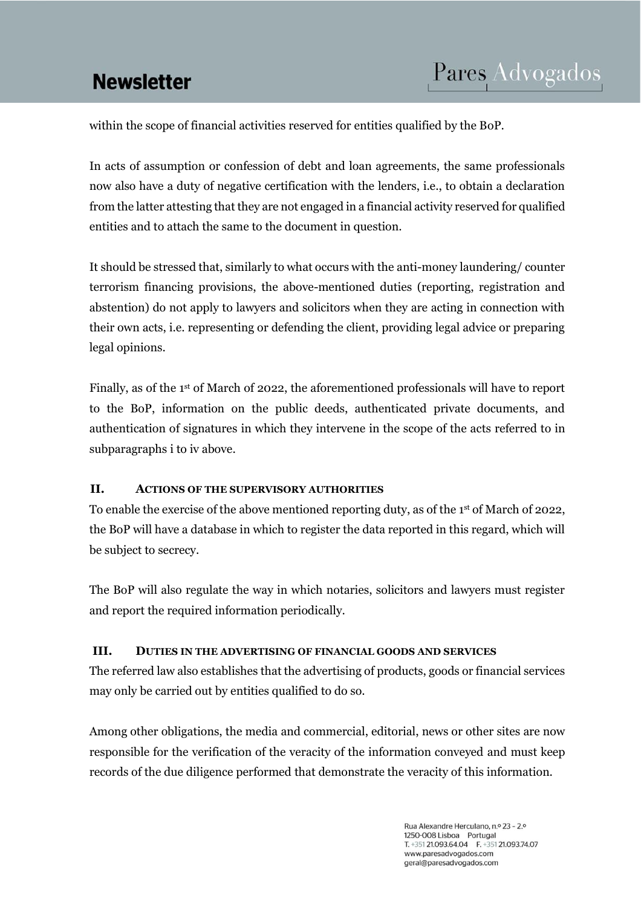within the scope of financial activities reserved for entities qualified by the BoP.

In acts of assumption or confession of debt and loan agreements, the same professionals now also have a duty of negative certification with the lenders, i.e., to obtain a declaration from the latter attesting that they are not engaged in a financial activity reserved for qualified entities and to attach the same to the document in question.

It should be stressed that, similarly to what occurs with the anti-money laundering/ counter terrorism financing provisions, the above-mentioned duties (reporting, registration and abstention) do not apply to lawyers and solicitors when they are acting in connection with their own acts, i.e. representing or defending the client, providing legal advice or preparing legal opinions.

Finally, as of the 1st of March of 2022, the aforementioned professionals will have to report to the BoP, information on the public deeds, authenticated private documents, and authentication of signatures in which they intervene in the scope of the acts referred to in subparagraphs i to iv above.

## II. Actions of the supervisory authorities

To enable the exercise of the above mentioned reporting duty, as of the 1st of March of 2022, the BoP will have a database in which to register the data reported in this regard, which will be subject to secrecy.

The BoP will also regulate the way in which notaries, solicitors and lawyers must register and report the required information periodically.

## III. Duties in the advertising of financial goods and services

The referred law also establishes that the advertising of products, goods or financial services may only be carried out by entities qualified to do so.

Among other obligations, the media and commercial, editorial, news or other sites are now responsible for the verification of the veracity of the information conveyed and must keep records of the due diligence performed that demonstrate the veracity of this information.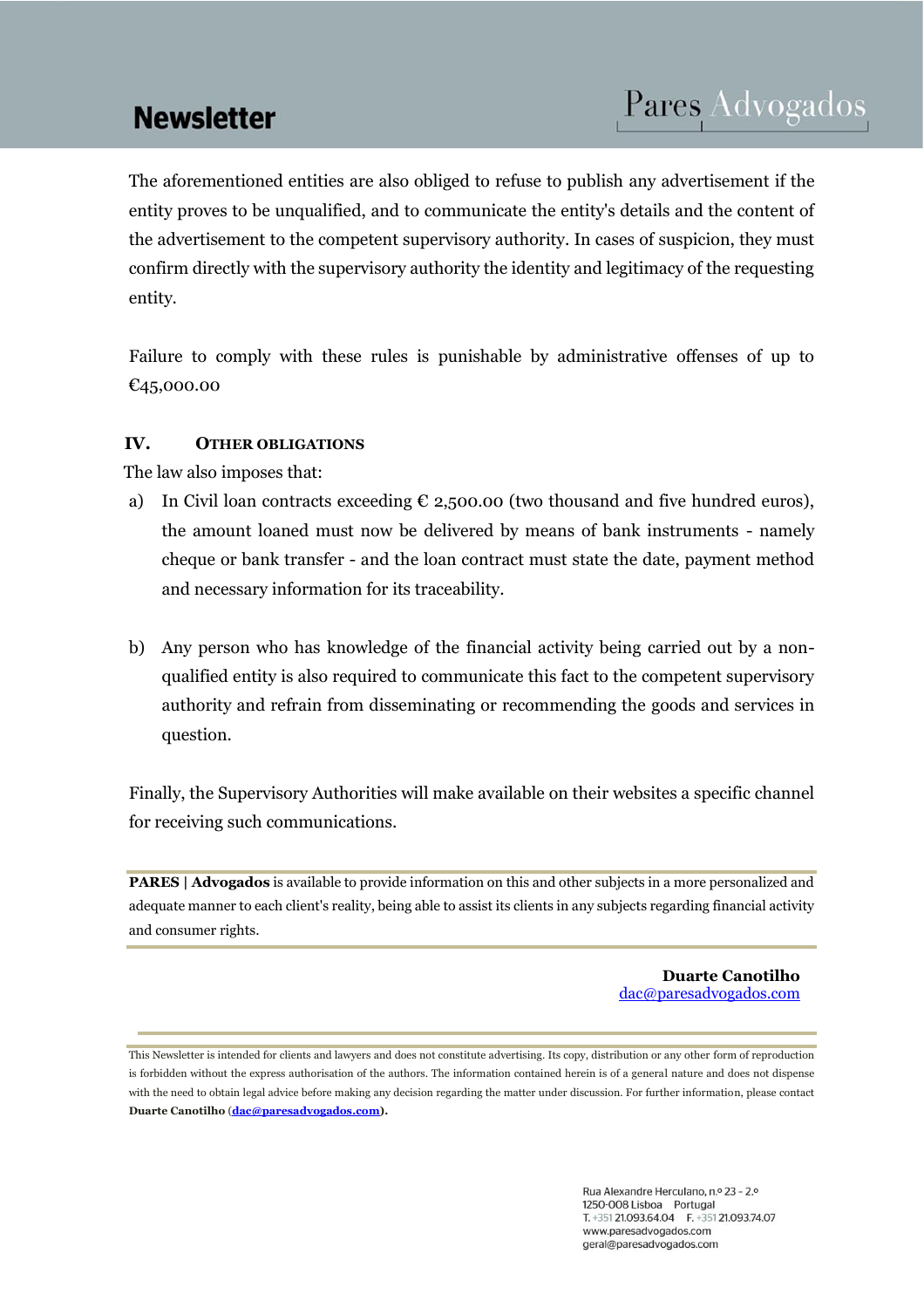The aforementioned entities are also obliged to refuse to publish any advertisement if the entity proves to be unqualified, and to communicate the entity's details and the content of the advertisement to the competent supervisory authority. In cases of suspicion, they must confirm directly with the supervisory authority the identity and legitimacy of the requesting entity.

Failure to comply with these rules is punishable by administrative offenses of up to €45,000.00

## IV. OTHER OBLIGATIONS

The law also imposes that:

a) In Civil loan contracts exceeding € 2,500.00 (two thousand and five hundred euros), the amount loaned must now be delivered by means of bank instruments - namely cheque or bank transfer - and the loan contract must state the date, payment method and necessary information for its traceability.

b) Any person who has knowledge of the financial activity being carried out by a non-qualified entity is also required to communicate this fact to the competent supervisory authority and refrain from disseminating or recommending the goods and services in question.

Finally, the Supervisory Authorities will make available on their websites a specific channel for receiving such communications.

**PARES | Advogados** is available to provide information on this and other subjects in a more personalized and adequate manner to each client's reality, being able to assist its clients in any subjects regarding financial activity and consumer rights.

**Duarte Canotilho**
dac@paresadvogados.com

This Newsletter is intended for clients and lawyers and does not constitute advertising. Its copy, distribution or any other form of reproduction is forbidden without the express authorisation of the authors. The information contained herein is of a general nature and does not dispense with the need to obtain legal advice before making any decision regarding the matter under discussion. For further information, please contact **Duarte Canotilho (dac@paresadvogados.com).**

Rua Alexandre Herculano, n.º 23 - 2.º
1250-008 Lisboa Portugal
T. +351 21.093.64.04 F. +351 21.093.74.07
www.paresadvogados.com
geral@paresadvogados.com